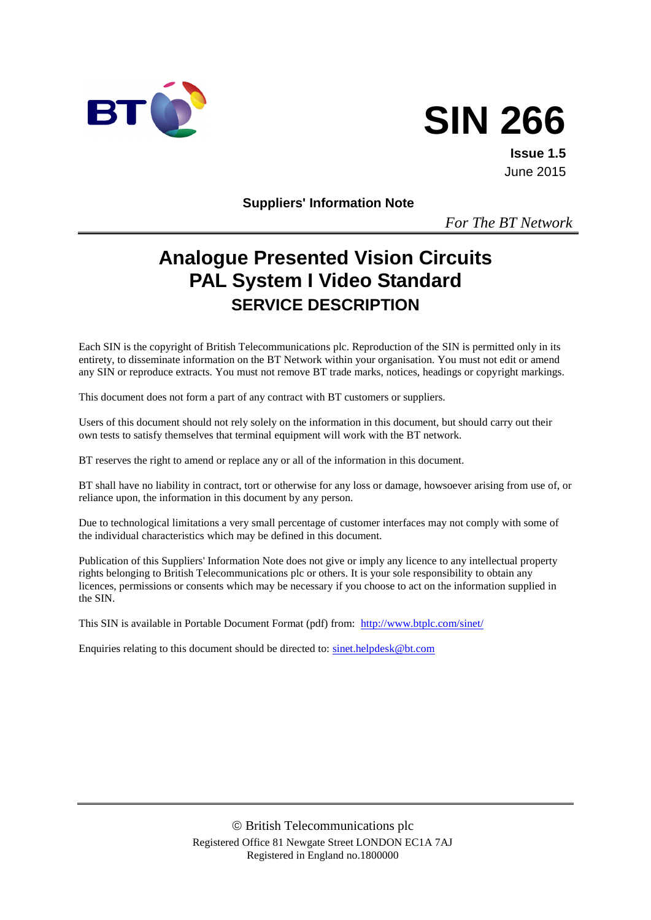BT

# SIN 266

**Issue 1.5**
June 2015

**Suppliers' Information Note**

*For The BT Network*

# Analogue Presented Vision Circuits PAL System I Video Standard

## SERVICE DESCRIPTION

Each SIN is the copyright of British Telecommunications plc. Reproduction of the SIN is permitted only in its entirety, to disseminate information on the BT Network within your organisation. You must not edit or amend any SIN or reproduce extracts. You must not remove BT trade marks, notices, headings or copyright markings.

This document does not form a part of any contract with BT customers or suppliers.

Users of this document should not rely solely on the information in this document, but should carry out their own tests to satisfy themselves that terminal equipment will work with the BT network.

BT reserves the right to amend or replace any or all of the information in this document.

BT shall have no liability in contract, tort or otherwise for any loss or damage, howsoever arising from use of, or reliance upon, the information in this document by any person.

Due to technological limitations a very small percentage of customer interfaces may not comply with some of the individual characteristics which may be defined in this document.

Publication of this Suppliers' Information Note does not give or imply any licence to any intellectual property rights belonging to British Telecommunications plc or others. It is your sole responsibility to obtain any licences, permissions or consents which may be necessary if you choose to act on the information supplied in the SIN.

This SIN is available in Portable Document Format (pdf) from: http://www.btplc.com/sinet/

Enquiries relating to this document should be directed to: sinet.helpdesk@bt.com

© British Telecommunications plc
Registered Office 81 Newgate Street LONDON EC1A 7AJ
Registered in England no.1800000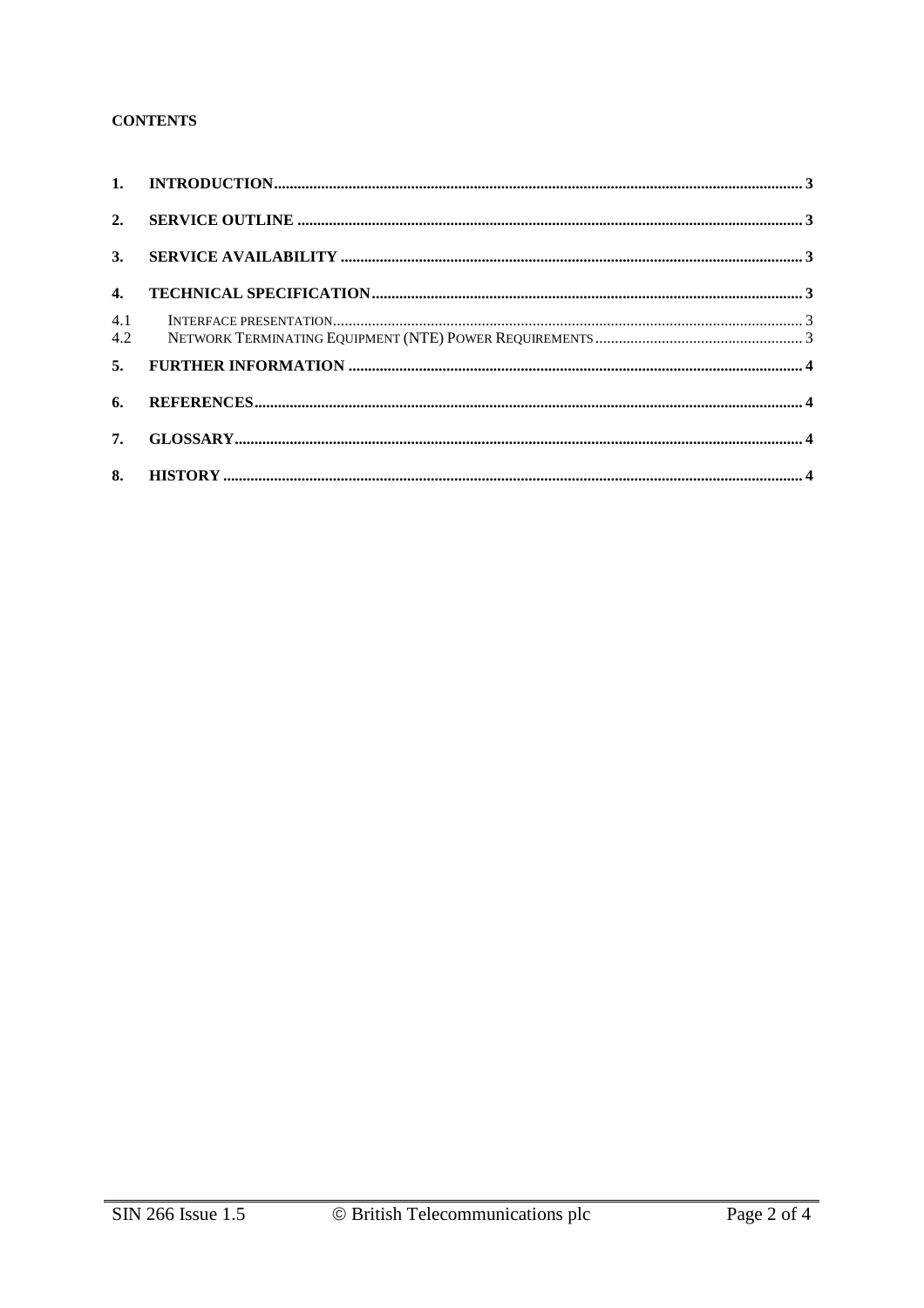**CONTENTS**

| | | |
|---|---|---|
| **1.** | **INTRODUCTION** | **3** |
| **2.** | **SERVICE OUTLINE** | **3** |
| **3.** | **SERVICE AVAILABILITY** | **3** |
| **4.** | **TECHNICAL SPECIFICATION** | **3** |
| 4.1 | INTERFACE PRESENTATION | 3 |
| 4.2 | NETWORK TERMINATING EQUIPMENT (NTE) POWER REQUIREMENTS | 3 |
| **5.** | **FURTHER INFORMATION** | **4** |
| **6.** | **REFERENCES** | **4** |
| **7.** | **GLOSSARY** | **4** |
| **8.** | **HISTORY** | **4** |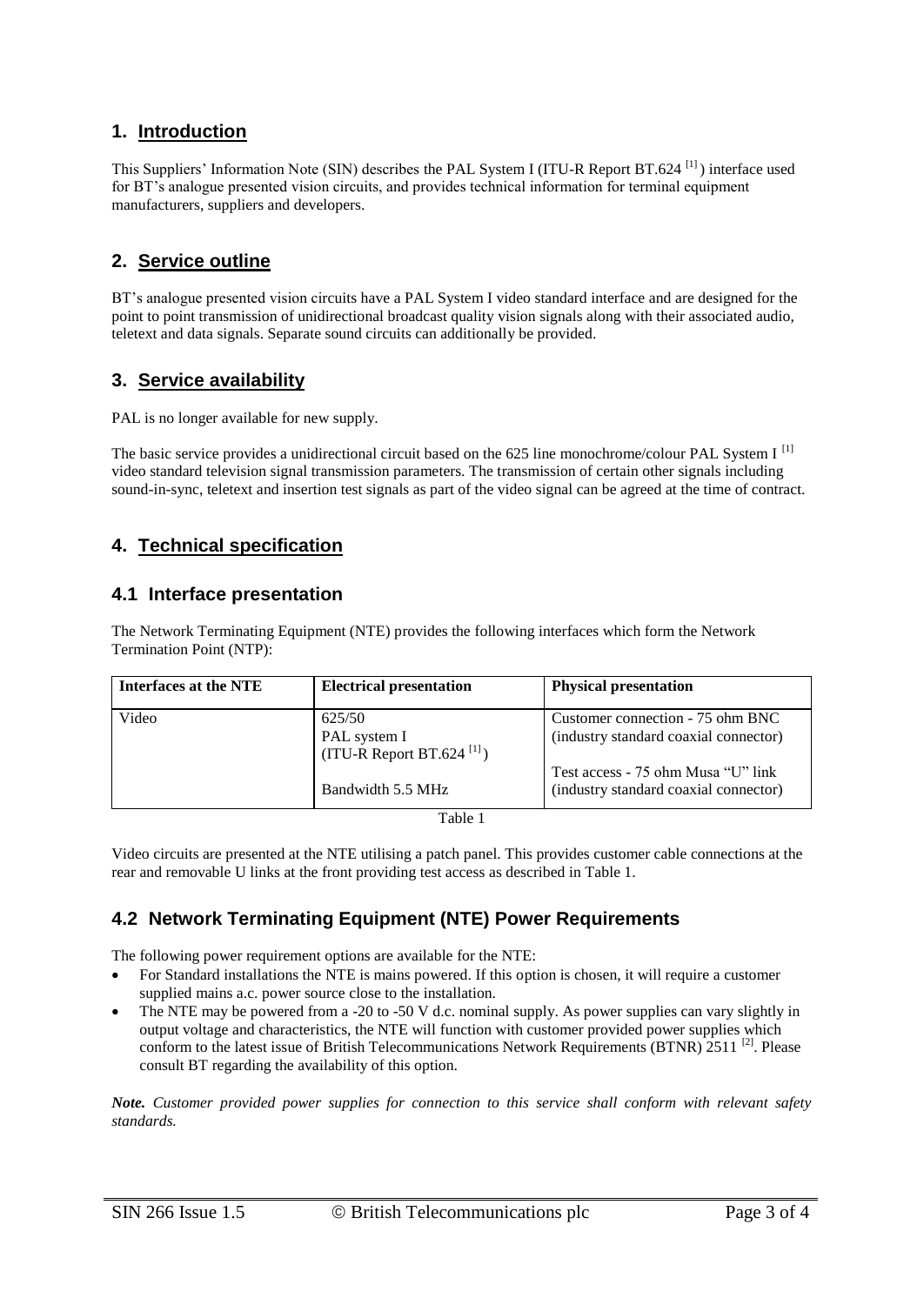## 1. Introduction

This Suppliers' Information Note (SIN) describes the PAL System I (ITU-R Report BT.624 [1]) interface used for BT's analogue presented vision circuits, and provides technical information for terminal equipment manufacturers, suppliers and developers.

## 2. Service outline

BT's analogue presented vision circuits have a PAL System I video standard interface and are designed for the point to point transmission of unidirectional broadcast quality vision signals along with their associated audio, teletext and data signals. Separate sound circuits can additionally be provided.

## 3. Service availability

PAL is no longer available for new supply.

The basic service provides a unidirectional circuit based on the 625 line monochrome/colour PAL System I [1] video standard television signal transmission parameters. The transmission of certain other signals including sound-in-sync, teletext and insertion test signals as part of the video signal can be agreed at the time of contract.

## 4. Technical specification

### 4.1 Interface presentation

The Network Terminating Equipment (NTE) provides the following interfaces which form the Network Termination Point (NTP):

| Interfaces at the NTE | Electrical presentation | Physical presentation |
|---|---|---|
| Video | 625/50<br>PAL system I<br>(ITU-R Report BT.624 [1])<br><br>Bandwidth 5.5 MHz | Customer connection - 75 ohm BNC (industry standard coaxial connector)<br><br>Test access - 75 ohm Musa "U" link (industry standard coaxial connector) |

Table 1

Video circuits are presented at the NTE utilising a patch panel. This provides customer cable connections at the rear and removable U links at the front providing test access as described in Table 1.

### 4.2 Network Terminating Equipment (NTE) Power Requirements

The following power requirement options are available for the NTE:

- For Standard installations the NTE is mains powered. If this option is chosen, it will require a customer supplied mains a.c. power source close to the installation.
- The NTE may be powered from a -20 to -50 V d.c. nominal supply. As power supplies can vary slightly in output voltage and characteristics, the NTE will function with customer provided power supplies which conform to the latest issue of British Telecommunications Network Requirements (BTNR) 2511 [2]. Please consult BT regarding the availability of this option.

***Note.*** *Customer provided power supplies for connection to this service shall conform with relevant safety standards.*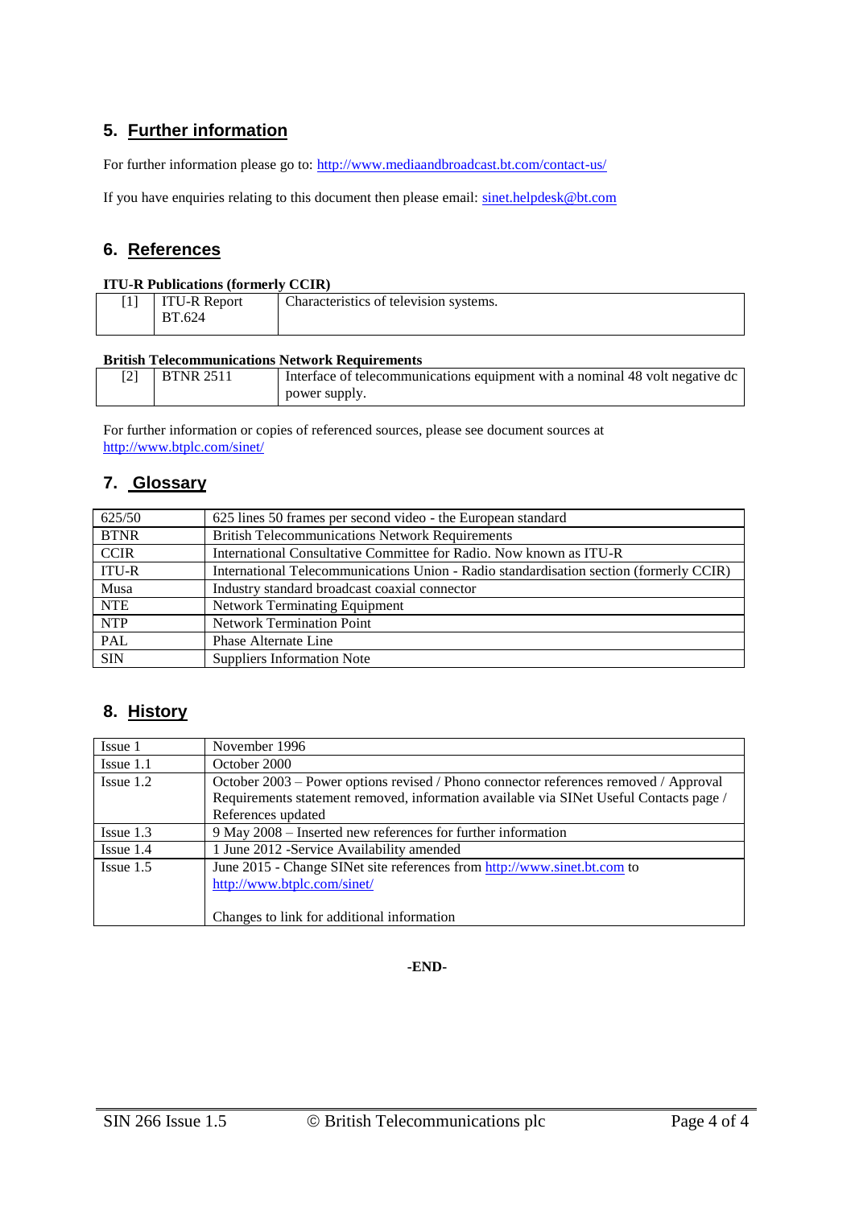## 5. Further information

For further information please go to: http://www.mediaandbroadcast.bt.com/contact-us/

If you have enquiries relating to this document then please email: sinet.helpdesk@bt.com

## 6. References

**ITU-R Publications (formerly CCIR)**

| | | |
|---|---|---|
| [1] | ITU-R Report BT.624 | Characteristics of television systems. |

**British Telecommunications Network Requirements**

| | | |
|---|---|---|
| [2] | BTNR 2511 | Interface of telecommunications equipment with a nominal 48 volt negative dc power supply. |

For further information or copies of referenced sources, please see document sources at http://www.btplc.com/sinet/

## 7. Glossary

| | |
|---|---|
| 625/50 | 625 lines 50 frames per second video - the European standard |
| BTNR | British Telecommunications Network Requirements |
| CCIR | International Consultative Committee for Radio. Now known as ITU-R |
| ITU-R | International Telecommunications Union - Radio standardisation section (formerly CCIR) |
| Musa | Industry standard broadcast coaxial connector |
| NTE | Network Terminating Equipment |
| NTP | Network Termination Point |
| PAL | Phase Alternate Line |
| SIN | Suppliers Information Note |

## 8. History

| | |
|---|---|
| Issue 1 | November 1996 |
| Issue 1.1 | October 2000 |
| Issue 1.2 | October 2003 – Power options revised / Phono connector references removed / Approval Requirements statement removed, information available via SINet Useful Contacts page / References updated |
| Issue 1.3 | 9 May 2008 – Inserted new references for further information |
| Issue 1.4 | 1 June 2012 -Service Availability amended |
| Issue 1.5 | June 2015 - Change SINet site references from http://www.sinet.bt.com to http://www.btplc.com/sinet/<br><br>Changes to link for additional information |

**-END-**